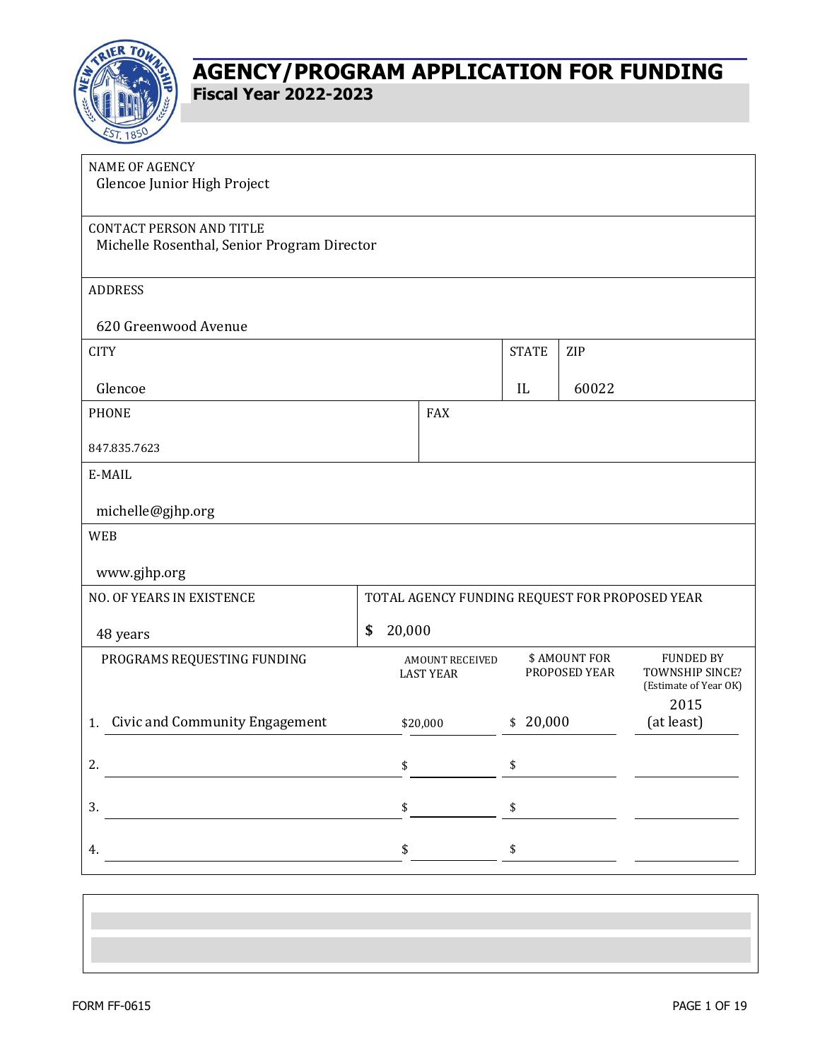# AGENCY/PROGRAM APPLICATION FOR FUNDING

## Fiscal Year 2022-2023

NAME OF AGENCY
Glencoe Junior High Project

CONTACT PERSON AND TITLE
Michelle Rosenthal, Senior Program Director

ADDRESS
620 Greenwood Avenue

| CITY | STATE | ZIP |
|---|---|---|
| Glencoe | IL | 60022 |

| PHONE | FAX |
|---|---|
| 847.835.7623 | |

E-MAIL
michelle@gjhp.org

WEB
www.gjhp.org

| NO. OF YEARS IN EXISTENCE | TOTAL AGENCY FUNDING REQUEST FOR PROPOSED YEAR |
|---|---|
| 48 years | $ 20,000 |

| PROGRAMS REQUESTING FUNDING | AMOUNT RECEIVED LAST YEAR | $ AMOUNT FOR PROPOSED YEAR | FUNDED BY TOWNSHIP SINCE? (Estimate of Year OK) |
|---|---|---|---|
| 1. Civic and Community Engagement | $20,000 | $ 20,000 | 2015 (at least) |
| 2. | $ | $ | |
| 3. | $ | $ | |
| 4. | $ | $ | |

FORM FF-0615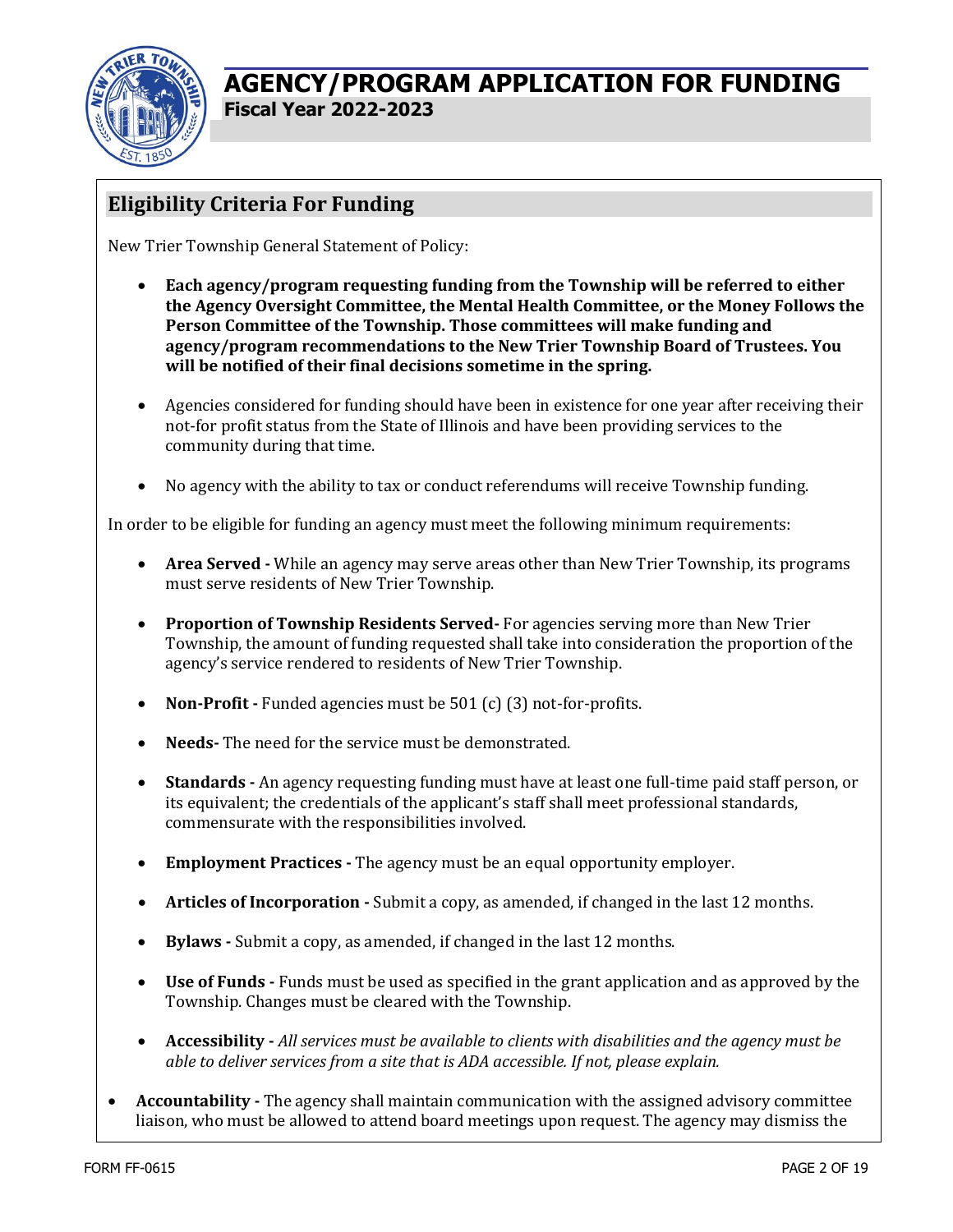# AGENCY/PROGRAM APPLICATION FOR FUNDING

**Fiscal Year 2022-2023**

## Eligibility Criteria For Funding

New Trier Township General Statement of Policy:

- **Each agency/program requesting funding from the Township will be referred to either the Agency Oversight Committee, the Mental Health Committee, or the Money Follows the Person Committee of the Township. Those committees will make funding and agency/program recommendations to the New Trier Township Board of Trustees. You will be notified of their final decisions sometime in the spring.**
- Agencies considered for funding should have been in existence for one year after receiving their not-for profit status from the State of Illinois and have been providing services to the community during that time.
- No agency with the ability to tax or conduct referendums will receive Township funding.

In order to be eligible for funding an agency must meet the following minimum requirements:

- **Area Served -** While an agency may serve areas other than New Trier Township, its programs must serve residents of New Trier Township.
- **Proportion of Township Residents Served-** For agencies serving more than New Trier Township, the amount of funding requested shall take into consideration the proportion of the agency's service rendered to residents of New Trier Township.
- **Non-Profit -** Funded agencies must be 501 (c) (3) not-for-profits.
- **Needs-** The need for the service must be demonstrated.
- **Standards -** An agency requesting funding must have at least one full-time paid staff person, or its equivalent; the credentials of the applicant's staff shall meet professional standards, commensurate with the responsibilities involved.
- **Employment Practices -** The agency must be an equal opportunity employer.
- **Articles of Incorporation -** Submit a copy, as amended, if changed in the last 12 months.
- **Bylaws -** Submit a copy, as amended, if changed in the last 12 months.
- **Use of Funds -** Funds must be used as specified in the grant application and as approved by the Township. Changes must be cleared with the Township.
- **Accessibility -** *All services must be available to clients with disabilities and the agency must be able to deliver services from a site that is ADA accessible. If not, please explain.*
- **Accountability -** The agency shall maintain communication with the assigned advisory committee liaison, who must be allowed to attend board meetings upon request. The agency may dismiss the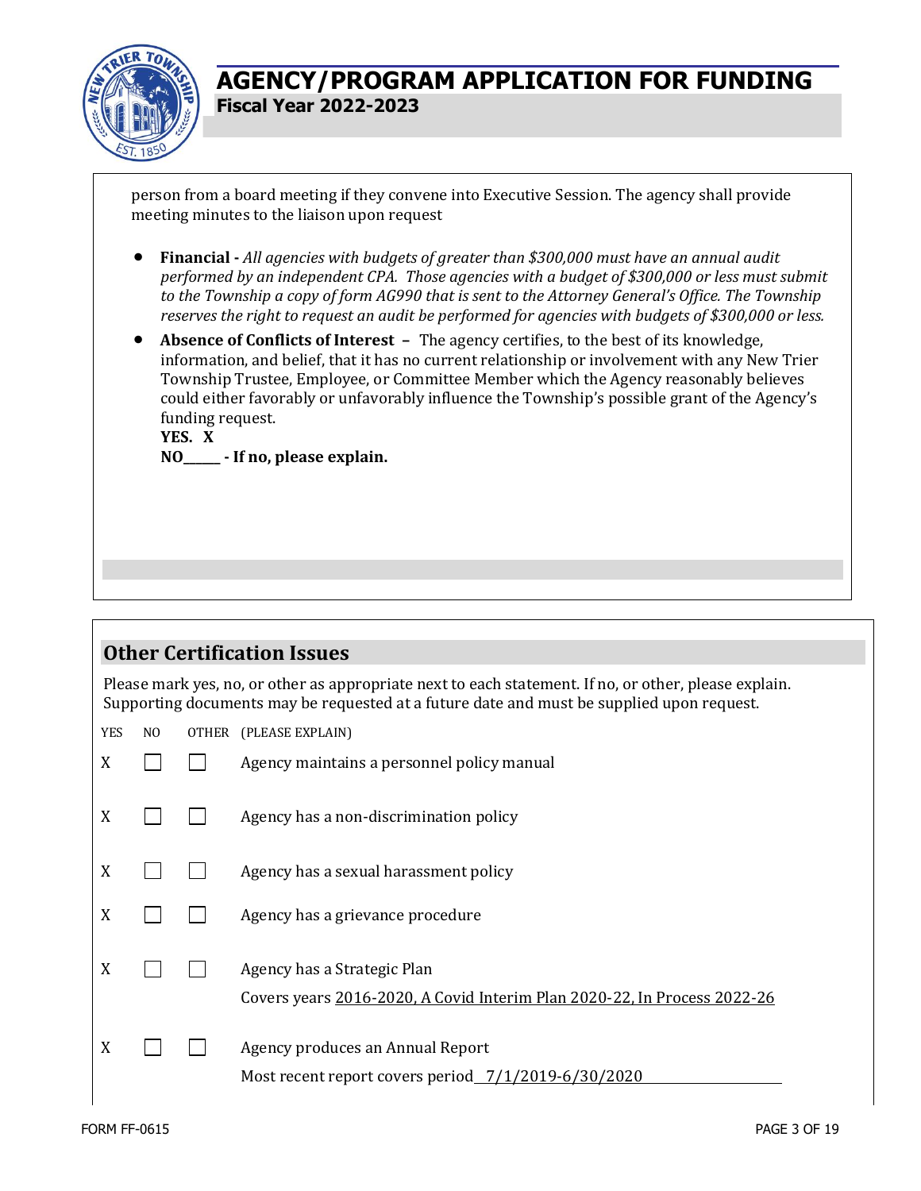person from a board meeting if they convene into Executive Session. The agency shall provide meeting minutes to the liaison upon request

- **Financial -** *All agencies with budgets of greater than $300,000 must have an annual audit performed by an independent CPA. Those agencies with a budget of $300,000 or less must submit to the Township a copy of form AG990 that is sent to the Attorney General's Office. The Township reserves the right to request an audit be performed for agencies with budgets of $300,000 or less.*
- **Absence of Conflicts of Interest –** The agency certifies, to the best of its knowledge, information, and belief, that it has no current relationship or involvement with any New Trier Township Trustee, Employee, or Committee Member which the Agency reasonably believes could either favorably or unfavorably influence the Township's possible grant of the Agency's funding request.
  **YES. X**
  **NO______ - If no, please explain.**

## Other Certification Issues

Please mark yes, no, or other as appropriate next to each statement. If no, or other, please explain. Supporting documents may be requested at a future date and must be supplied upon request.

| YES | NO | OTHER | (PLEASE EXPLAIN) |
|---|---|---|---|
| X | ☐ | ☐ | Agency maintains a personnel policy manual |
| X | ☐ | ☐ | Agency has a non-discrimination policy |
| X | ☐ | ☐ | Agency has a sexual harassment policy |
| X | ☐ | ☐ | Agency has a grievance procedure |
| X | ☐ | ☐ | Agency has a Strategic Plan<br>Covers years 2016-2020, A Covid Interim Plan 2020-22, In Process 2022-26 |
| X | ☐ | ☐ | Agency produces an Annual Report<br>Most recent report covers period 7/1/2019-6/30/2020 |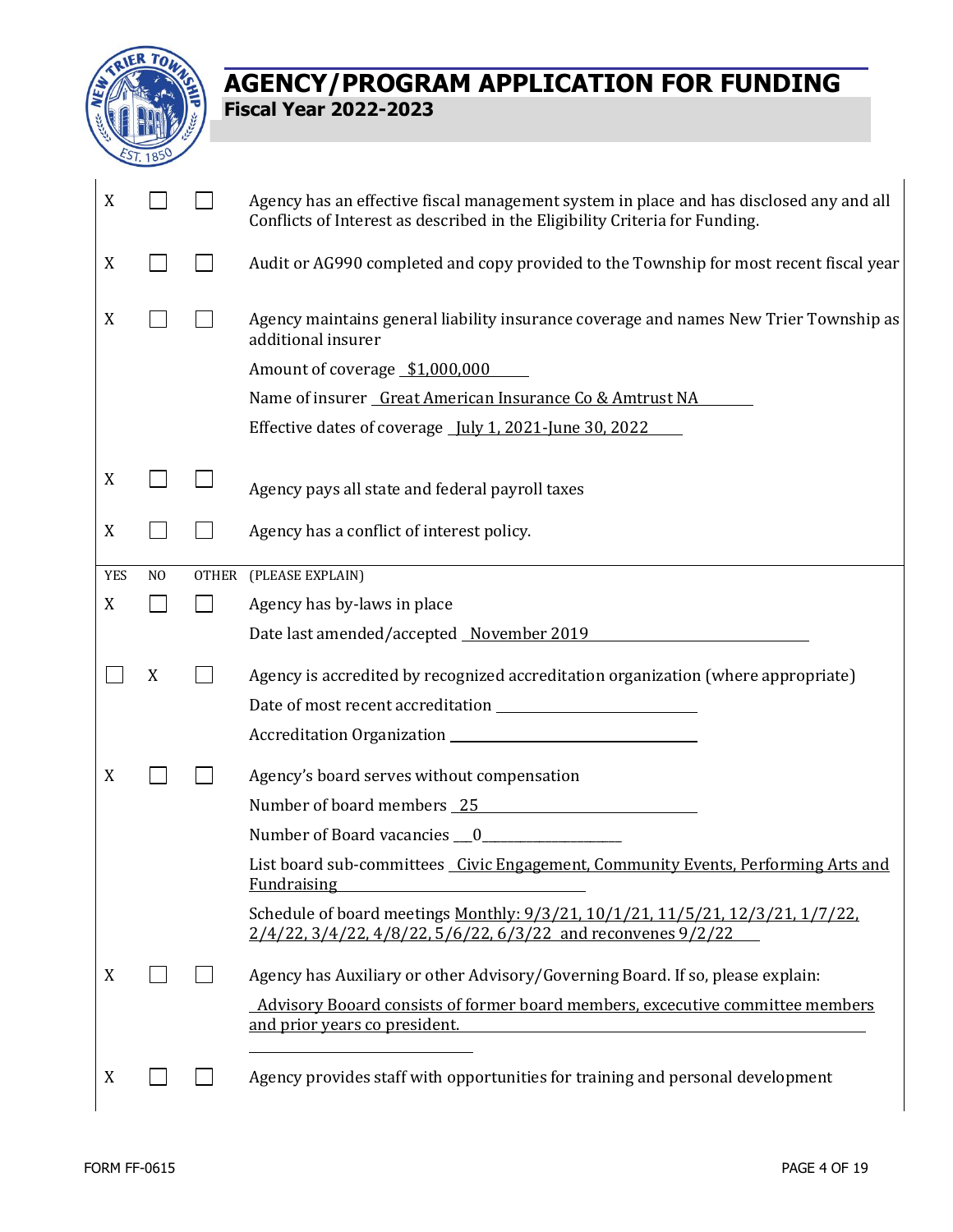# AGENCY/PROGRAM APPLICATION FOR FUNDING

## Fiscal Year 2022-2023

| YES | NO | OTHER | (PLEASE EXPLAIN) |
|---|---|---|---|
| X | ☐ | ☐ | Agency has an effective fiscal management system in place and has disclosed any and all Conflicts of Interest as described in the Eligibility Criteria for Funding. |
| X | ☐ | ☐ | Audit or AG990 completed and copy provided to the Township for most recent fiscal year |
| X | ☐ | ☐ | Agency maintains general liability insurance coverage and names New Trier Township as additional insurer<br>Amount of coverage $1,000,000<br>Name of insurer Great American Insurance Co & Amtrust NA<br>Effective dates of coverage July 1, 2021-June 30, 2022 |
| X | ☐ | ☐ | Agency pays all state and federal payroll taxes |
| X | ☐ | ☐ | Agency has a conflict of interest policy. |
| X | ☐ | ☐ | Agency has by-laws in place<br>Date last amended/accepted November 2019 |
| ☐ | X | ☐ | Agency is accredited by recognized accreditation organization (where appropriate)<br>Date of most recent accreditation ____________<br>Accreditation Organization ____________ |
| X | ☐ | ☐ | Agency's board serves without compensation<br>Number of board members 25<br>Number of Board vacancies 0<br>List board sub-committees Civic Engagement, Community Events, Performing Arts and Fundraising<br>Schedule of board meetings Monthly: 9/3/21, 10/1/21, 11/5/21, 12/3/21, 1/7/22, 2/4/22, 3/4/22, 4/8/22, 5/6/22, 6/3/22 and reconvenes 9/2/22 |
| X | ☐ | ☐ | Agency has Auxiliary or other Advisory/Governing Board. If so, please explain:<br>Advisory Booard consists of former board members, excecutive committee members and prior years co president. |
| X | ☐ | ☐ | Agency provides staff with opportunities for training and personal development |

FORM FF-0615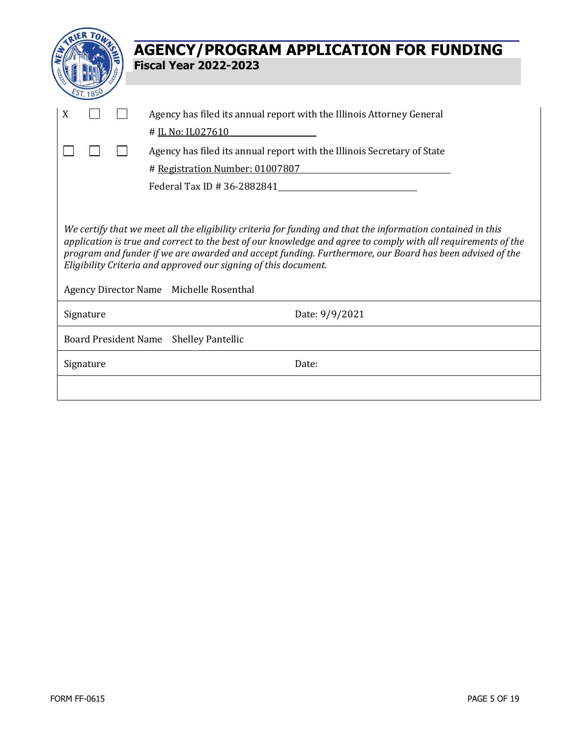# AGENCY/PROGRAM APPLICATION FOR FUNDING

**Fiscal Year 2022-2023**

| | | | |
|---|---|---|---|
| X | ☐ | ☐ | Agency has filed its annual report with the Illinois Attorney General<br># IL No: IL027610 |
| ☐ | ☐ | ☐ | Agency has filed its annual report with the Illinois Secretary of State<br># Registration Number: 01007807<br>Federal Tax ID # 36-2882841 |

*We certify that we meet all the eligibility criteria for funding and that the information contained in this application is true and correct to the best of our knowledge and agree to comply with all requirements of the program and funder if we are awarded and accept funding. Furthermore, our Board has been advised of the Eligibility Criteria and approved our signing of this document.*

| | |
|---|---|
| Agency Director Name Michelle Rosenthal | |
| Signature | Date: 9/9/2021 |
| Board President Name Shelley Pantellic | |
| Signature | Date: |

FORM FF-0615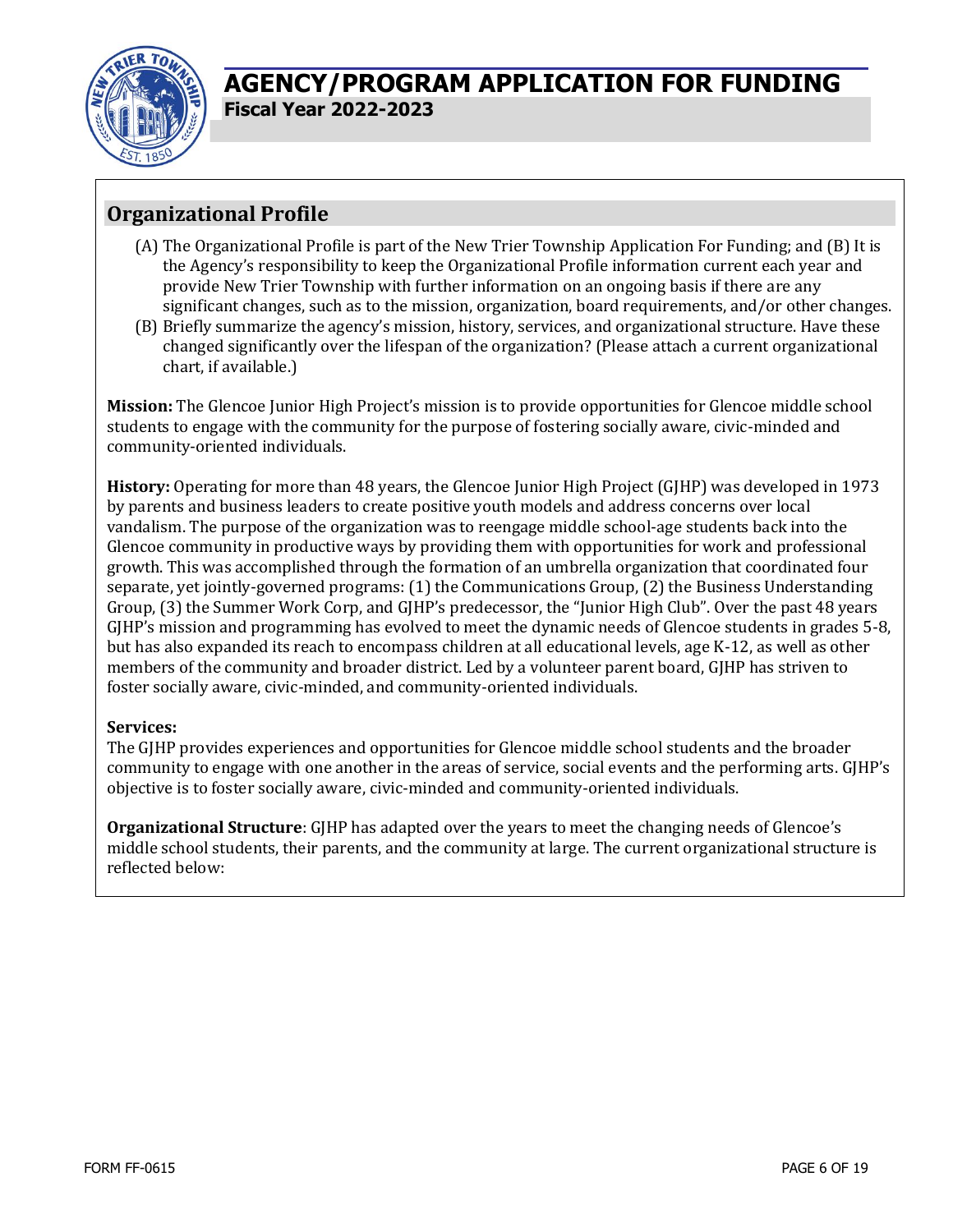# AGENCY/PROGRAM APPLICATION FOR FUNDING

**Fiscal Year 2022-2023**

## Organizational Profile

(A) The Organizational Profile is part of the New Trier Township Application For Funding; and (B) It is the Agency's responsibility to keep the Organizational Profile information current each year and provide New Trier Township with further information on an ongoing basis if there are any significant changes, such as to the mission, organization, board requirements, and/or other changes.

(B) Briefly summarize the agency's mission, history, services, and organizational structure. Have these changed significantly over the lifespan of the organization? (Please attach a current organizational chart, if available.)

**Mission:** The Glencoe Junior High Project's mission is to provide opportunities for Glencoe middle school students to engage with the community for the purpose of fostering socially aware, civic-minded and community-oriented individuals.

**History:** Operating for more than 48 years, the Glencoe Junior High Project (GJHP) was developed in 1973 by parents and business leaders to create positive youth models and address concerns over local vandalism. The purpose of the organization was to reengage middle school-age students back into the Glencoe community in productive ways by providing them with opportunities for work and professional growth. This was accomplished through the formation of an umbrella organization that coordinated four separate, yet jointly-governed programs: (1) the Communications Group, (2) the Business Understanding Group, (3) the Summer Work Corp, and GJHP's predecessor, the "Junior High Club". Over the past 48 years GJHP's mission and programming has evolved to meet the dynamic needs of Glencoe students in grades 5-8, but has also expanded its reach to encompass children at all educational levels, age K-12, as well as other members of the community and broader district. Led by a volunteer parent board, GJHP has striven to foster socially aware, civic-minded, and community-oriented individuals.

**Services:**

The GJHP provides experiences and opportunities for Glencoe middle school students and the broader community to engage with one another in the areas of service, social events and the performing arts. GJHP's objective is to foster socially aware, civic-minded and community-oriented individuals.

**Organizational Structure**: GJHP has adapted over the years to meet the changing needs of Glencoe's middle school students, their parents, and the community at large. The current organizational structure is reflected below:

FORM FF-0615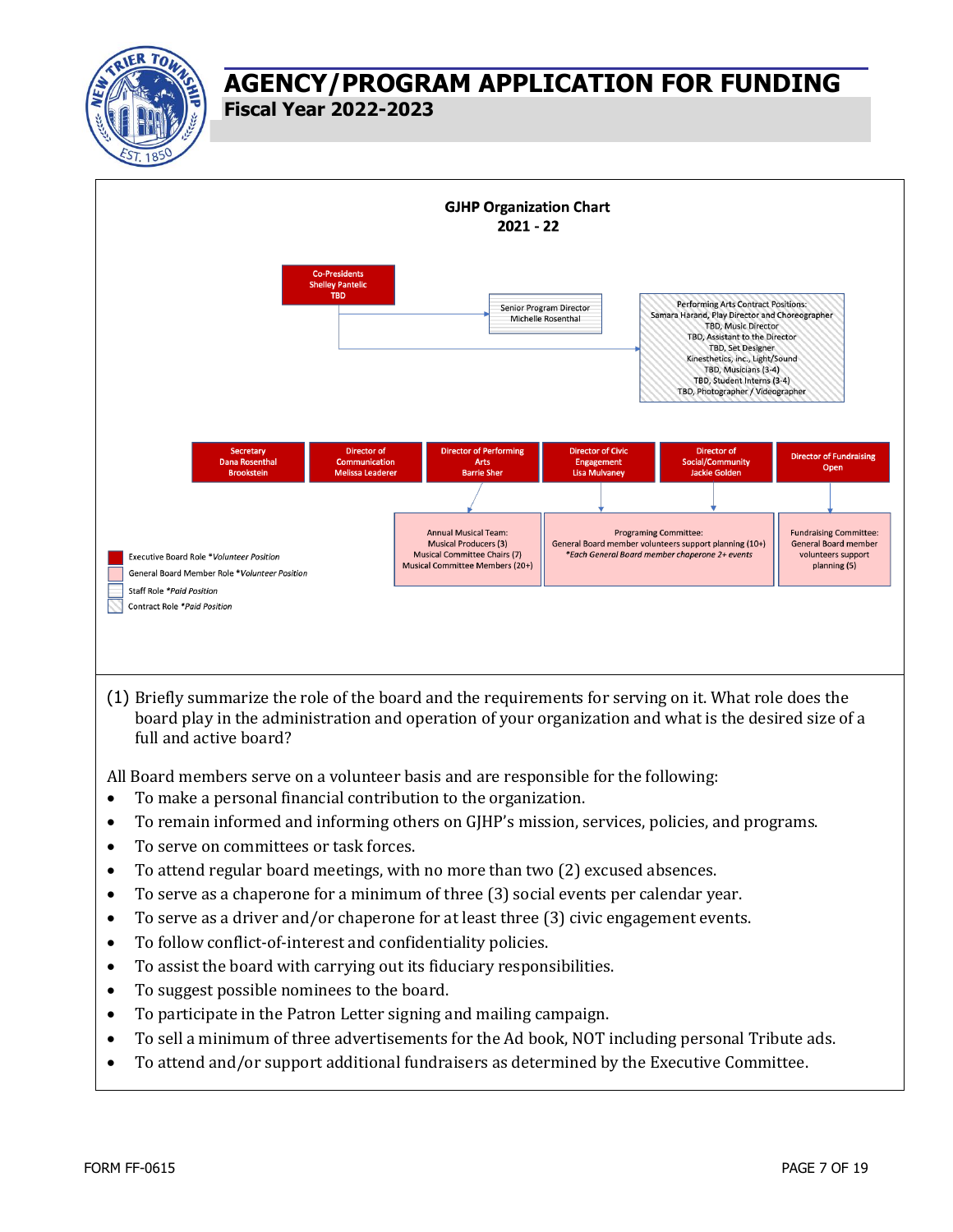# AGENCY/PROGRAM APPLICATION FOR FUNDING

**Fiscal Year 2022-2023**

**GJHP Organization Chart**
**2021 - 22**

Co-Presidents
Shelley Pantelic
TBD

Senior Program Director
Michelle Rosenthal

Performing Arts Contract Positions:
Samara Harand, Play Director and Choreographer
TBD, Music Director
TBD, Assistant to the Director
TBD, Set Designer
Kinesthetics, inc., Light/Sound
TBD, Musicians (3-4)
TBD, Student Interns (3-4)
TBD, Photographer / Videographer

Secretary
Dana Rosenthal Brookstein

Director of Communication
Melissa Leaderer

Director of Performing Arts
Barrie Sher

Director of Civic Engagement
Lisa Mulvaney

Director of Social/Community
Jackie Golden

Director of Fundraising
Open

Annual Musical Team:
Musical Producers (3)
Musical Committee Chairs (7)
Musical Committee Members (20+)

Programing Committee:
General Board member volunteers support planning (10+)
*\*Each General Board member chaperone 2+ events*

Fundraising Committee:
General Board member volunteers support planning (5)

Executive Board Role *\*Volunteer Position*
General Board Member Role *\*Volunteer Position*
Staff Role *\*Paid Position*
Contract Role *\*Paid Position*

(1) Briefly summarize the role of the board and the requirements for serving on it. What role does the board play in the administration and operation of your organization and what is the desired size of a full and active board?

All Board members serve on a volunteer basis and are responsible for the following:

- To make a personal financial contribution to the organization.
- To remain informed and informing others on GJHP's mission, services, policies, and programs.
- To serve on committees or task forces.
- To attend regular board meetings, with no more than two (2) excused absences.
- To serve as a chaperone for a minimum of three (3) social events per calendar year.
- To serve as a driver and/or chaperone for at least three (3) civic engagement events.
- To follow conflict-of-interest and confidentiality policies.
- To assist the board with carrying out its fiduciary responsibilities.
- To suggest possible nominees to the board.
- To participate in the Patron Letter signing and mailing campaign.
- To sell a minimum of three advertisements for the Ad book, NOT including personal Tribute ads.
- To attend and/or support additional fundraisers as determined by the Executive Committee.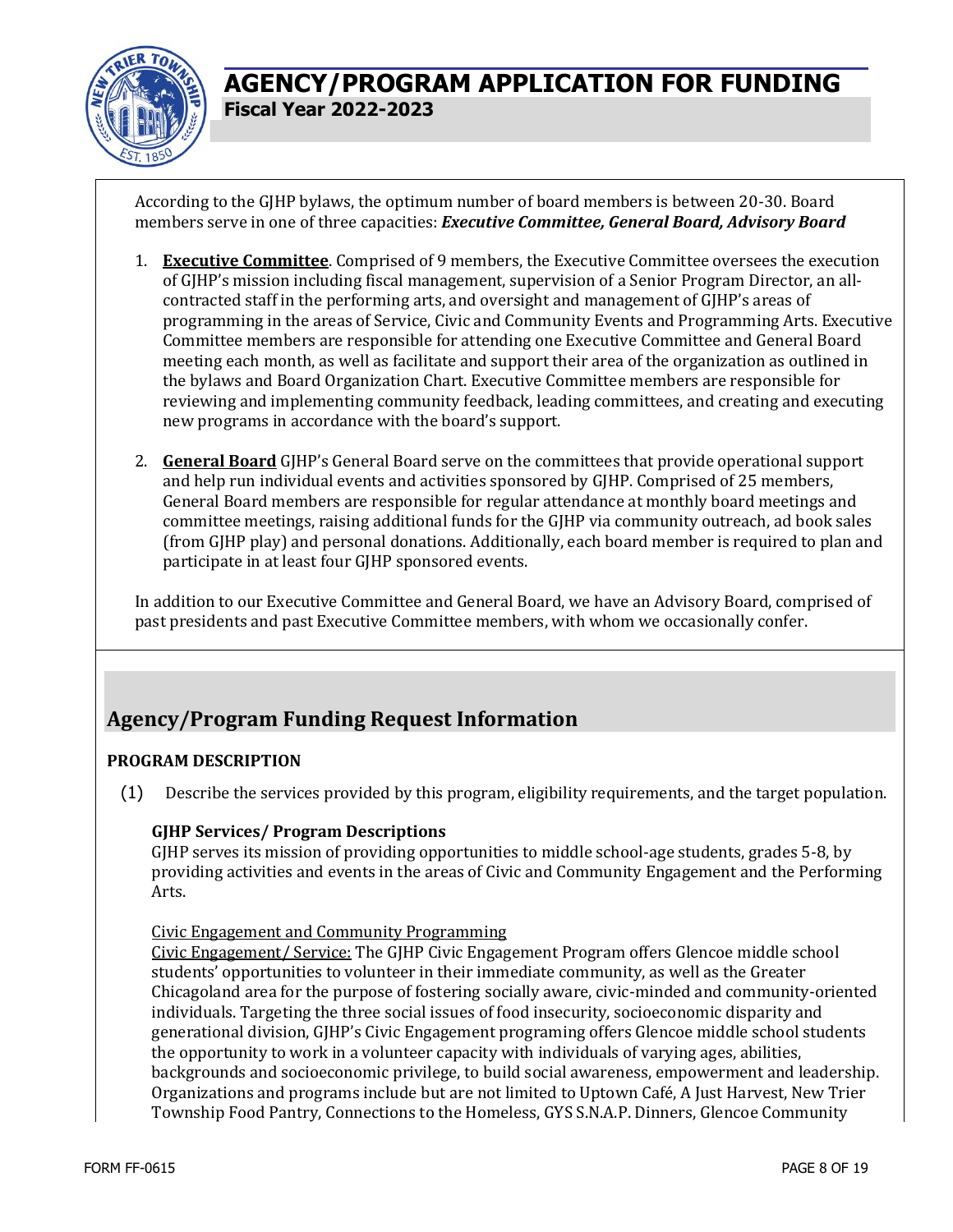According to the GJHP bylaws, the optimum number of board members is between 20-30. Board members serve in one of three capacities: ***Executive Committee, General Board, Advisory Board***

1. **Executive Committee**. Comprised of 9 members, the Executive Committee oversees the execution of GJHP's mission including fiscal management, supervision of a Senior Program Director, an all-contracted staff in the performing arts, and oversight and management of GJHP's areas of programming in the areas of Service, Civic and Community Events and Programming Arts. Executive Committee members are responsible for attending one Executive Committee and General Board meeting each month, as well as facilitate and support their area of the organization as outlined in the bylaws and Board Organization Chart. Executive Committee members are responsible for reviewing and implementing community feedback, leading committees, and creating and executing new programs in accordance with the board's support.

2. **General Board** GJHP's General Board serve on the committees that provide operational support and help run individual events and activities sponsored by GJHP. Comprised of 25 members, General Board members are responsible for regular attendance at monthly board meetings and committee meetings, raising additional funds for the GJHP via community outreach, ad book sales (from GJHP play) and personal donations. Additionally, each board member is required to plan and participate in at least four GJHP sponsored events.

In addition to our Executive Committee and General Board, we have an Advisory Board, comprised of past presidents and past Executive Committee members, with whom we occasionally confer.

## Agency/Program Funding Request Information

### PROGRAM DESCRIPTION

(1) Describe the services provided by this program, eligibility requirements, and the target population.

**GJHP Services/ Program Descriptions**

GJHP serves its mission of providing opportunities to middle school-age students, grades 5-8, by providing activities and events in the areas of Civic and Community Engagement and the Performing Arts.

Civic Engagement and Community Programming

Civic Engagement/ Service: The GJHP Civic Engagement Program offers Glencoe middle school students' opportunities to volunteer in their immediate community, as well as the Greater Chicagoland area for the purpose of fostering socially aware, civic-minded and community-oriented individuals. Targeting the three social issues of food insecurity, socioeconomic disparity and generational division, GJHP's Civic Engagement programing offers Glencoe middle school students the opportunity to work in a volunteer capacity with individuals of varying ages, abilities, backgrounds and socioeconomic privilege, to build social awareness, empowerment and leadership. Organizations and programs include but are not limited to Uptown Café, A Just Harvest, New Trier Township Food Pantry, Connections to the Homeless, GYS S.N.A.P. Dinners, Glencoe Community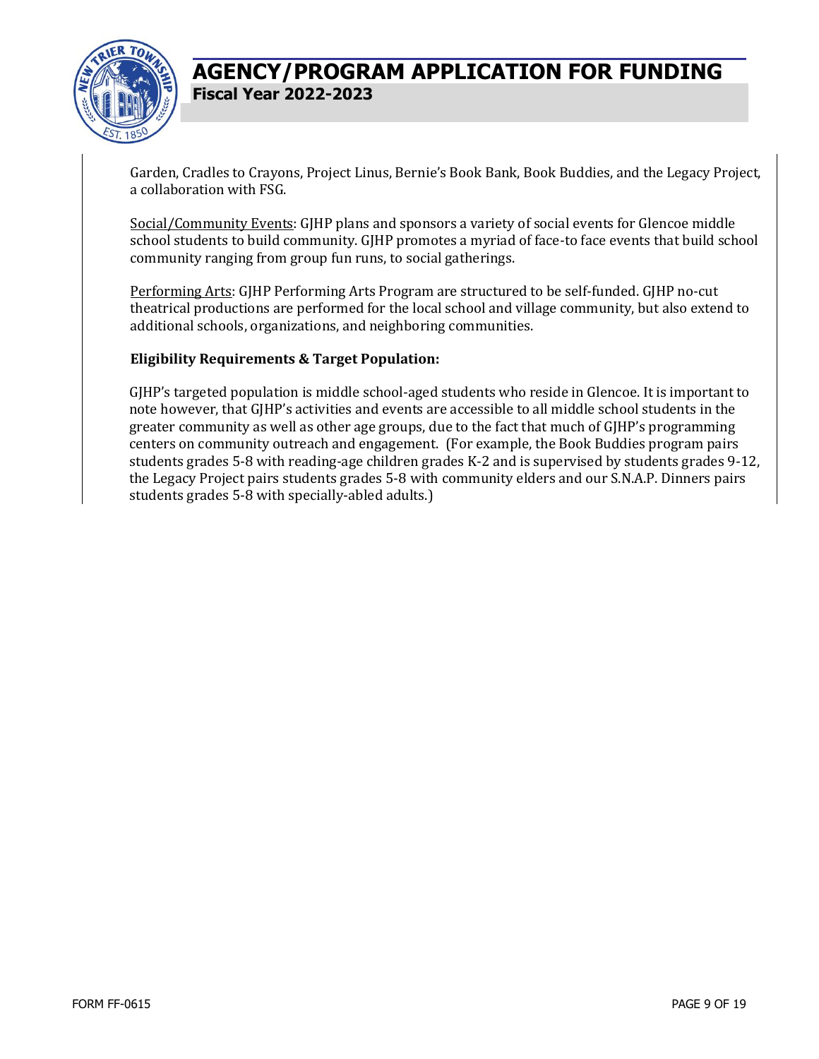Garden, Cradles to Crayons, Project Linus, Bernie's Book Bank, Book Buddies, and the Legacy Project, a collaboration with FSG.

Social/Community Events: GJHP plans and sponsors a variety of social events for Glencoe middle school students to build community. GJHP promotes a myriad of face-to face events that build school community ranging from group fun runs, to social gatherings.

Performing Arts: GJHP Performing Arts Program are structured to be self-funded. GJHP no-cut theatrical productions are performed for the local school and village community, but also extend to additional schools, organizations, and neighboring communities.

**Eligibility Requirements & Target Population:**

GJHP's targeted population is middle school-aged students who reside in Glencoe. It is important to note however, that GJHP's activities and events are accessible to all middle school students in the greater community as well as other age groups, due to the fact that much of GJHP's programming centers on community outreach and engagement. (For example, the Book Buddies program pairs students grades 5-8 with reading-age children grades K-2 and is supervised by students grades 9-12, the Legacy Project pairs students grades 5-8 with community elders and our S.N.A.P. Dinners pairs students grades 5-8 with specially-abled adults.)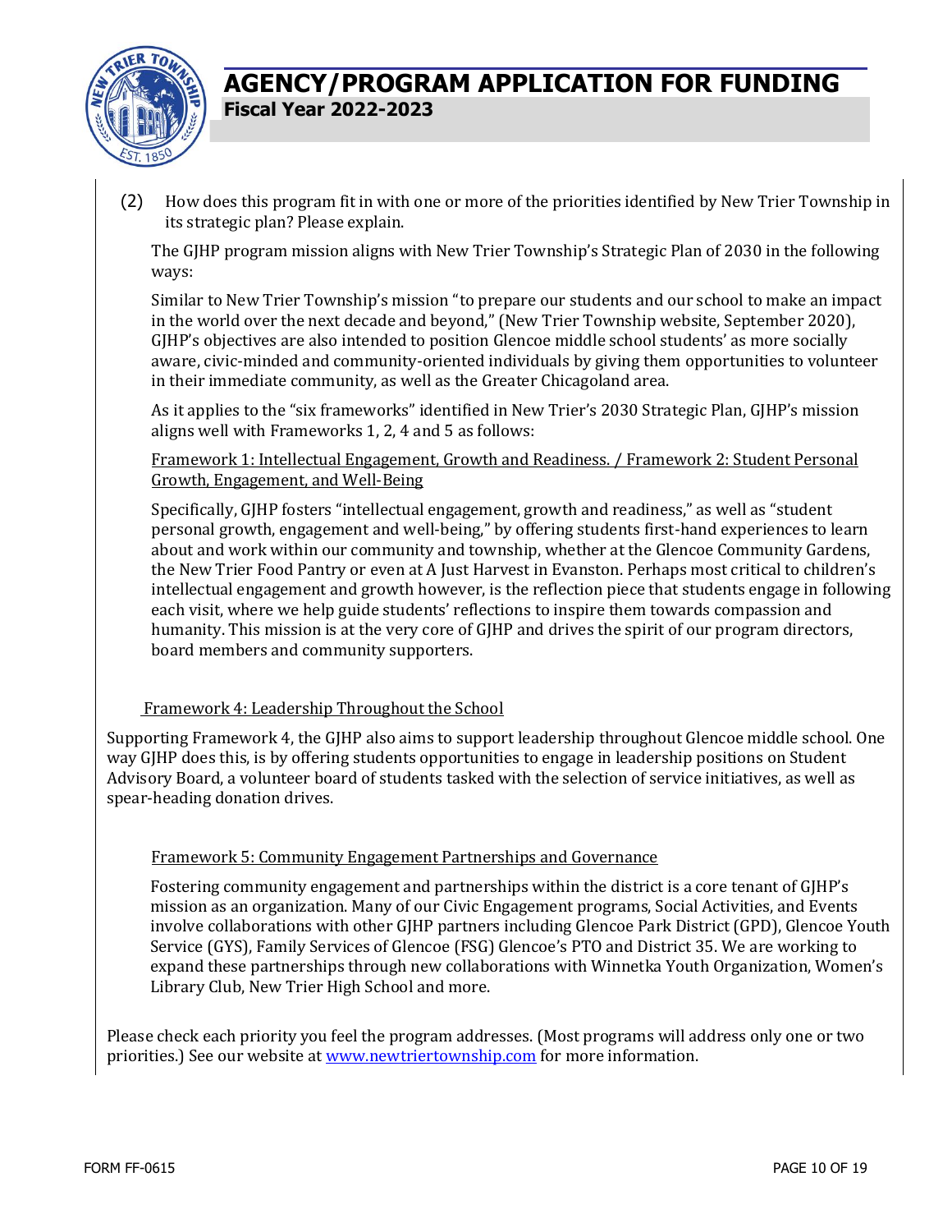(2) How does this program fit in with one or more of the priorities identified by New Trier Township in its strategic plan? Please explain.

The GJHP program mission aligns with New Trier Township's Strategic Plan of 2030 in the following ways:

Similar to New Trier Township's mission "to prepare our students and our school to make an impact in the world over the next decade and beyond," (New Trier Township website, September 2020), GJHP's objectives are also intended to position Glencoe middle school students' as more socially aware, civic-minded and community-oriented individuals by giving them opportunities to volunteer in their immediate community, as well as the Greater Chicagoland area.

As it applies to the "six frameworks" identified in New Trier's 2030 Strategic Plan, GJHP's mission aligns well with Frameworks 1, 2, 4 and 5 as follows:

<u>Framework 1: Intellectual Engagement, Growth and Readiness. / Framework 2: Student Personal Growth, Engagement, and Well-Being</u>

Specifically, GJHP fosters "intellectual engagement, growth and readiness," as well as "student personal growth, engagement and well-being," by offering students first-hand experiences to learn about and work within our community and township, whether at the Glencoe Community Gardens, the New Trier Food Pantry or even at A Just Harvest in Evanston. Perhaps most critical to children's intellectual engagement and growth however, is the reflection piece that students engage in following each visit, where we help guide students' reflections to inspire them towards compassion and humanity. This mission is at the very core of GJHP and drives the spirit of our program directors, board members and community supporters.

<u>Framework 4: Leadership Throughout the School</u>

Supporting Framework 4, the GJHP also aims to support leadership throughout Glencoe middle school. One way GJHP does this, is by offering students opportunities to engage in leadership positions on Student Advisory Board, a volunteer board of students tasked with the selection of service initiatives, as well as spear-heading donation drives.

<u>Framework 5: Community Engagement Partnerships and Governance</u>

Fostering community engagement and partnerships within the district is a core tenant of GJHP's mission as an organization. Many of our Civic Engagement programs, Social Activities, and Events involve collaborations with other GJHP partners including Glencoe Park District (GPD), Glencoe Youth Service (GYS), Family Services of Glencoe (FSG) Glencoe's PTO and District 35. We are working to expand these partnerships through new collaborations with Winnetka Youth Organization, Women's Library Club, New Trier High School and more.

Please check each priority you feel the program addresses. (Most programs will address only one or two priorities.) See our website at [www.newtriertownship.com](http://www.newtriertownship.com) for more information.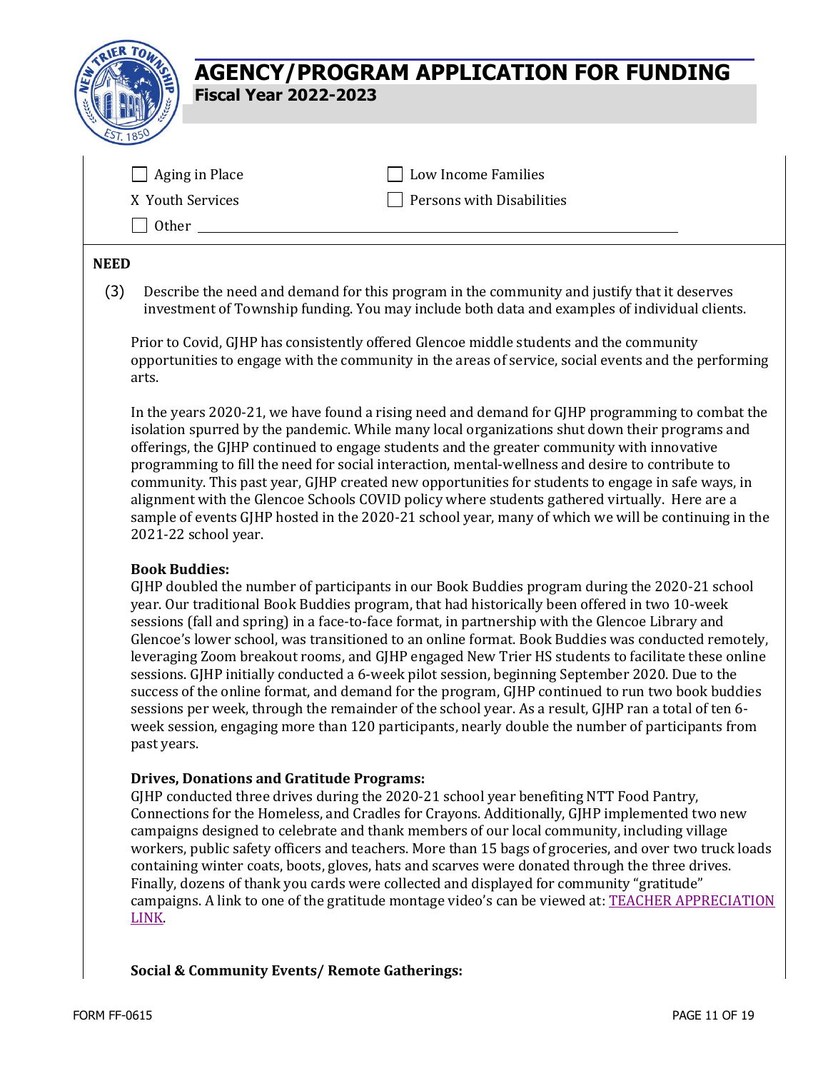# AGENCY/PROGRAM APPLICATION FOR FUNDING

**Fiscal Year 2022-2023**

- [ ] Aging in Place
- [ ] Low Income Families
- X Youth Services
- [ ] Persons with Disabilities
- [ ] Other ______________________________

## NEED

(3) Describe the need and demand for this program in the community and justify that it deserves investment of Township funding. You may include both data and examples of individual clients.

Prior to Covid, GJHP has consistently offered Glencoe middle students and the community opportunities to engage with the community in the areas of service, social events and the performing arts.

In the years 2020-21, we have found a rising need and demand for GJHP programming to combat the isolation spurred by the pandemic. While many local organizations shut down their programs and offerings, the GJHP continued to engage students and the greater community with innovative programming to fill the need for social interaction, mental-wellness and desire to contribute to community. This past year, GJHP created new opportunities for students to engage in safe ways, in alignment with the Glencoe Schools COVID policy where students gathered virtually. Here are a sample of events GJHP hosted in the 2020-21 school year, many of which we will be continuing in the 2021-22 school year.

**Book Buddies:**
GJHP doubled the number of participants in our Book Buddies program during the 2020-21 school year. Our traditional Book Buddies program, that had historically been offered in two 10-week sessions (fall and spring) in a face-to-face format, in partnership with the Glencoe Library and Glencoe's lower school, was transitioned to an online format. Book Buddies was conducted remotely, leveraging Zoom breakout rooms, and GJHP engaged New Trier HS students to facilitate these online sessions. GJHP initially conducted a 6-week pilot session, beginning September 2020. Due to the success of the online format, and demand for the program, GJHP continued to run two book buddies sessions per week, through the remainder of the school year. As a result, GJHP ran a total of ten 6-week session, engaging more than 120 participants, nearly double the number of participants from past years.

**Drives, Donations and Gratitude Programs:**
GJHP conducted three drives during the 2020-21 school year benefiting NTT Food Pantry, Connections for the Homeless, and Cradles for Crayons. Additionally, GJHP implemented two new campaigns designed to celebrate and thank members of our local community, including village workers, public safety officers and teachers. More than 15 bags of groceries, and over two truck loads containing winter coats, boots, gloves, hats and scarves were donated through the three drives. Finally, dozens of thank you cards were collected and displayed for community "gratitude" campaigns. A link to one of the gratitude montage video's can be viewed at: TEACHER APPRECIATION LINK.

**Social & Community Events/ Remote Gatherings:**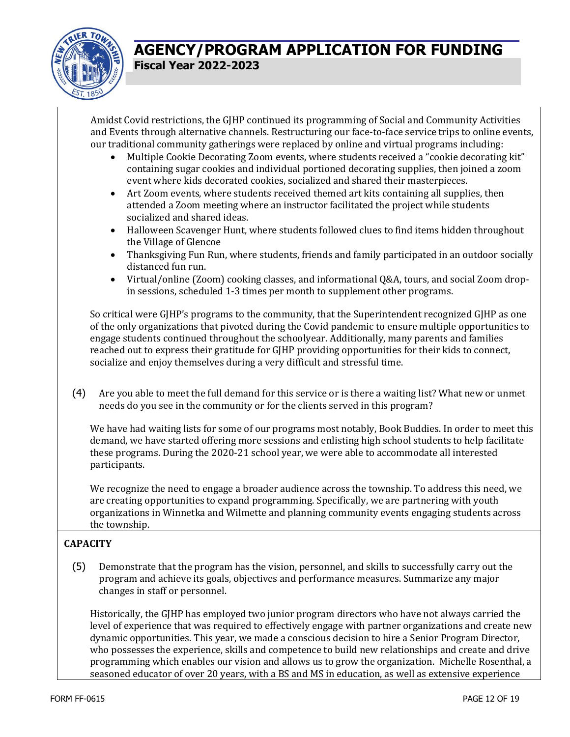Amidst Covid restrictions, the GJHP continued its programming of Social and Community Activities and Events through alternative channels. Restructuring our face-to-face service trips to online events, our traditional community gatherings were replaced by online and virtual programs including:

- Multiple Cookie Decorating Zoom events, where students received a "cookie decorating kit" containing sugar cookies and individual portioned decorating supplies, then joined a zoom event where kids decorated cookies, socialized and shared their masterpieces.
- Art Zoom events, where students received themed art kits containing all supplies, then attended a Zoom meeting where an instructor facilitated the project while students socialized and shared ideas.
- Halloween Scavenger Hunt, where students followed clues to find items hidden throughout the Village of Glencoe
- Thanksgiving Fun Run, where students, friends and family participated in an outdoor socially distanced fun run.
- Virtual/online (Zoom) cooking classes, and informational Q&A, tours, and social Zoom drop-in sessions, scheduled 1-3 times per month to supplement other programs.

So critical were GJHP's programs to the community, that the Superintendent recognized GJHP as one of the only organizations that pivoted during the Covid pandemic to ensure multiple opportunities to engage students continued throughout the schoolyear. Additionally, many parents and families reached out to express their gratitude for GJHP providing opportunities for their kids to connect, socialize and enjoy themselves during a very difficult and stressful time.

(4) Are you able to meet the full demand for this service or is there a waiting list? What new or unmet needs do you see in the community or for the clients served in this program?

We have had waiting lists for some of our programs most notably, Book Buddies. In order to meet this demand, we have started offering more sessions and enlisting high school students to help facilitate these programs. During the 2020-21 school year, we were able to accommodate all interested participants.

We recognize the need to engage a broader audience across the township. To address this need, we are creating opportunities to expand programming. Specifically, we are partnering with youth organizations in Winnetka and Wilmette and planning community events engaging students across the township.

**CAPACITY**

(5) Demonstrate that the program has the vision, personnel, and skills to successfully carry out the program and achieve its goals, objectives and performance measures. Summarize any major changes in staff or personnel.

Historically, the GJHP has employed two junior program directors who have not always carried the level of experience that was required to effectively engage with partner organizations and create new dynamic opportunities. This year, we made a conscious decision to hire a Senior Program Director, who possesses the experience, skills and competence to build new relationships and create and drive programming which enables our vision and allows us to grow the organization. Michelle Rosenthal, a seasoned educator of over 20 years, with a BS and MS in education, as well as extensive experience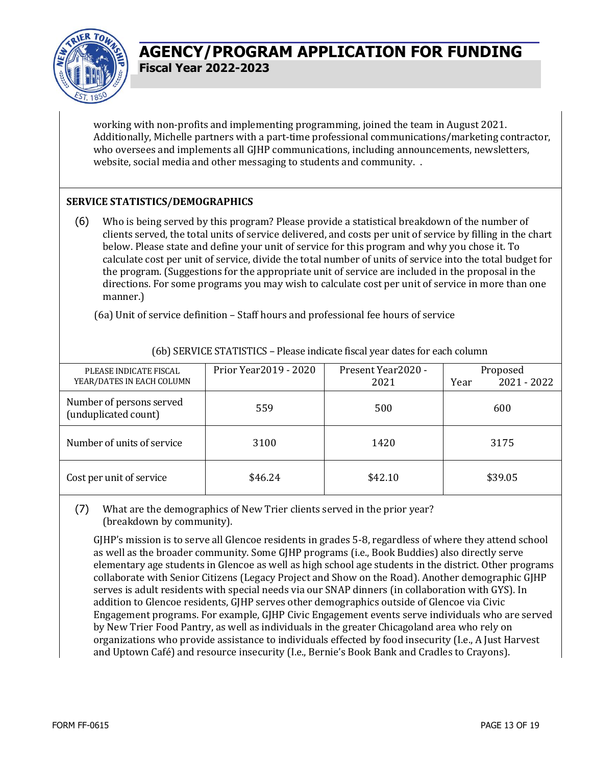working with non-profits and implementing programming, joined the team in August 2021. Additionally, Michelle partners with a part-time professional communications/marketing contractor, who oversees and implements all GJHP communications, including announcements, newsletters, website, social media and other messaging to students and community. .

## SERVICE STATISTICS/DEMOGRAPHICS

(6) Who is being served by this program? Please provide a statistical breakdown of the number of clients served, the total units of service delivered, and costs per unit of service by filling in the chart below. Please state and define your unit of service for this program and why you chose it. To calculate cost per unit of service, divide the total number of units of service into the total budget for the program. (Suggestions for the appropriate unit of service are included in the proposal in the directions. For some programs you may wish to calculate cost per unit of service in more than one manner.)

(6a) Unit of service definition – Staff hours and professional fee hours of service

(6b) SERVICE STATISTICS – Please indicate fiscal year dates for each column

| PLEASE INDICATE FISCAL YEAR/DATES IN EACH COLUMN | Prior Year2019 - 2020 | Present Year2020 - 2021 | Proposed Year 2021 - 2022 |
|---|---|---|---|
| Number of persons served (unduplicated count) | 559 | 500 | 600 |
| Number of units of service | 3100 | 1420 | 3175 |
| Cost per unit of service | $46.24 | $42.10 | $39.05 |

(7) What are the demographics of New Trier clients served in the prior year? (breakdown by community).

GJHP's mission is to serve all Glencoe residents in grades 5-8, regardless of where they attend school as well as the broader community. Some GJHP programs (i.e., Book Buddies) also directly serve elementary age students in Glencoe as well as high school age students in the district. Other programs collaborate with Senior Citizens (Legacy Project and Show on the Road). Another demographic GJHP serves is adult residents with special needs via our SNAP dinners (in collaboration with GYS). In addition to Glencoe residents, GJHP serves other demographics outside of Glencoe via Civic Engagement programs. For example, GJHP Civic Engagement events serve individuals who are served by New Trier Food Pantry, as well as individuals in the greater Chicagoland area who rely on organizations who provide assistance to individuals effected by food insecurity (I.e., A Just Harvest and Uptown Café) and resource insecurity (I.e., Bernie's Book Bank and Cradles to Crayons).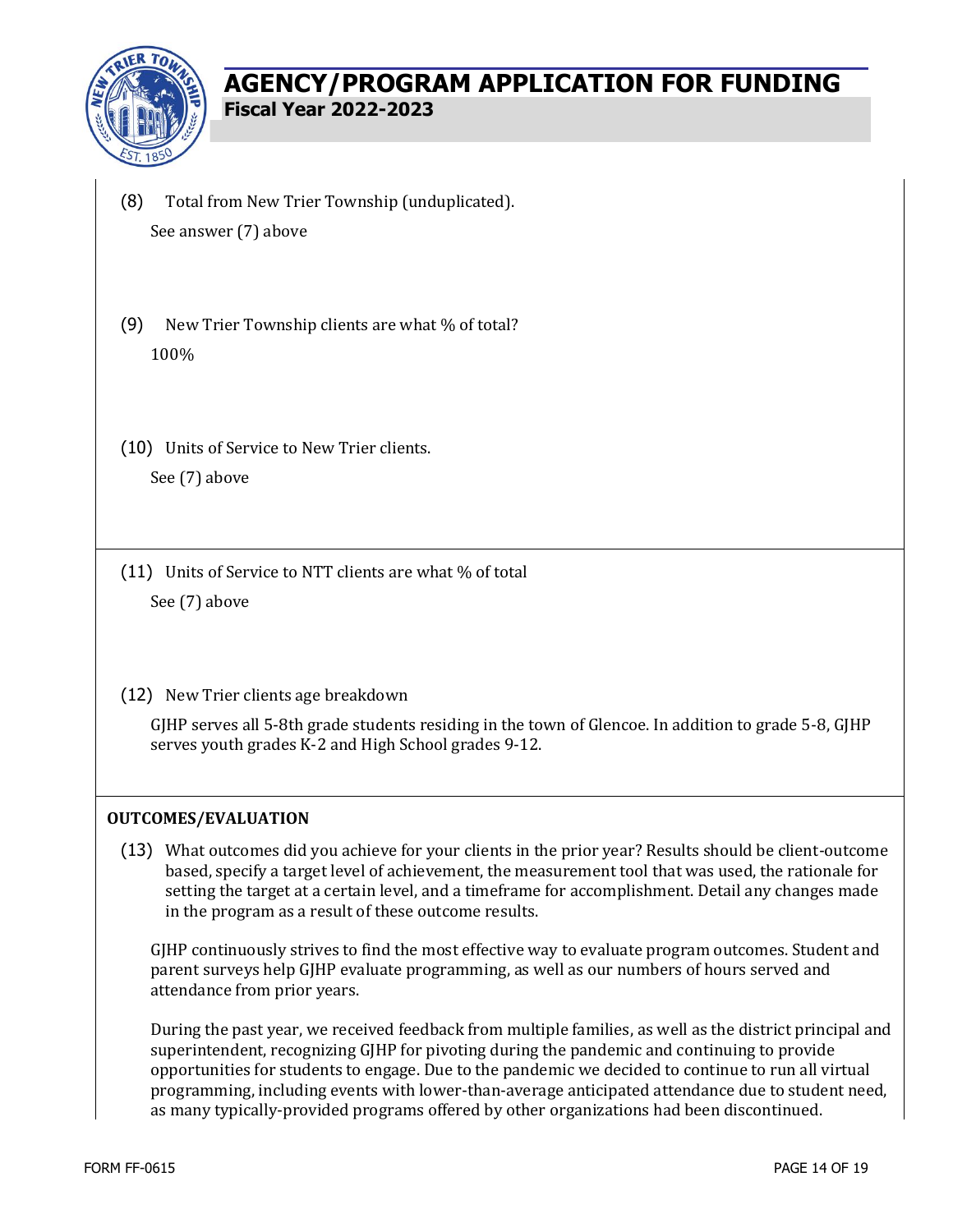(8) Total from New Trier Township (unduplicated).

See answer (7) above

(9) New Trier Township clients are what % of total?

100%

(10) Units of Service to New Trier clients.

See (7) above

(11) Units of Service to NTT clients are what % of total

See (7) above

(12) New Trier clients age breakdown

GJHP serves all 5-8th grade students residing in the town of Glencoe. In addition to grade 5-8, GJHP serves youth grades K-2 and High School grades 9-12.

**OUTCOMES/EVALUATION**

(13) What outcomes did you achieve for your clients in the prior year? Results should be client-outcome based, specify a target level of achievement, the measurement tool that was used, the rationale for setting the target at a certain level, and a timeframe for accomplishment. Detail any changes made in the program as a result of these outcome results.

GJHP continuously strives to find the most effective way to evaluate program outcomes. Student and parent surveys help GJHP evaluate programming, as well as our numbers of hours served and attendance from prior years.

During the past year, we received feedback from multiple families, as well as the district principal and superintendent, recognizing GJHP for pivoting during the pandemic and continuing to provide opportunities for students to engage. Due to the pandemic we decided to continue to run all virtual programming, including events with lower-than-average anticipated attendance due to student need, as many typically-provided programs offered by other organizations had been discontinued.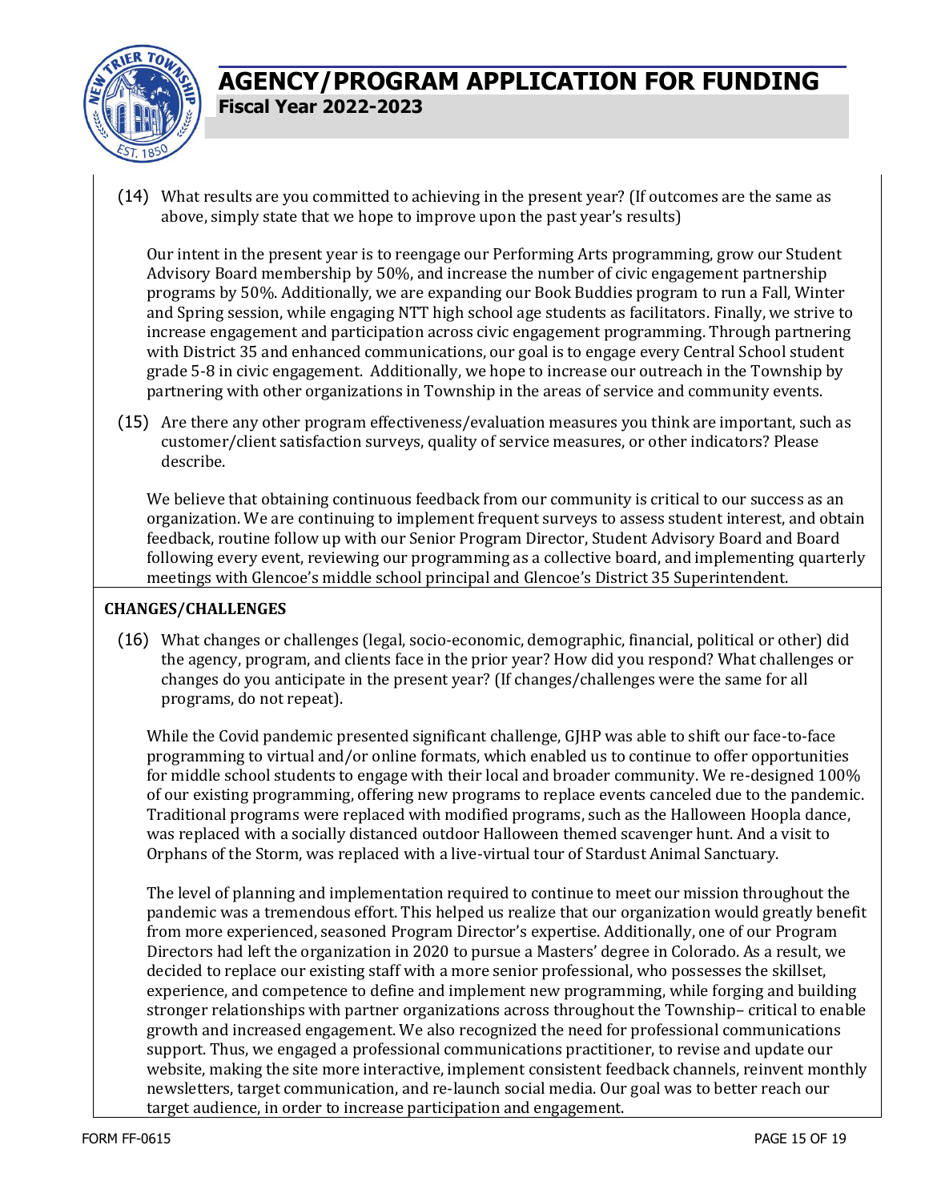(14) What results are you committed to achieving in the present year? (If outcomes are the same as above, simply state that we hope to improve upon the past year's results)

Our intent in the present year is to reengage our Performing Arts programming, grow our Student Advisory Board membership by 50%, and increase the number of civic engagement partnership programs by 50%. Additionally, we are expanding our Book Buddies program to run a Fall, Winter and Spring session, while engaging NTT high school age students as facilitators. Finally, we strive to increase engagement and participation across civic engagement programming. Through partnering with District 35 and enhanced communications, our goal is to engage every Central School student grade 5-8 in civic engagement. Additionally, we hope to increase our outreach in the Township by partnering with other organizations in Township in the areas of service and community events.

(15) Are there any other program effectiveness/evaluation measures you think are important, such as customer/client satisfaction surveys, quality of service measures, or other indicators? Please describe.

We believe that obtaining continuous feedback from our community is critical to our success as an organization. We are continuing to implement frequent surveys to assess student interest, and obtain feedback, routine follow up with our Senior Program Director, Student Advisory Board and Board following every event, reviewing our programming as a collective board, and implementing quarterly meetings with Glencoe's middle school principal and Glencoe's District 35 Superintendent.

**CHANGES/CHALLENGES**

(16) What changes or challenges (legal, socio-economic, demographic, financial, political or other) did the agency, program, and clients face in the prior year? How did you respond? What challenges or changes do you anticipate in the present year? (If changes/challenges were the same for all programs, do not repeat).

While the Covid pandemic presented significant challenge, GJHP was able to shift our face-to-face programming to virtual and/or online formats, which enabled us to continue to offer opportunities for middle school students to engage with their local and broader community. We re-designed 100% of our existing programming, offering new programs to replace events canceled due to the pandemic. Traditional programs were replaced with modified programs, such as the Halloween Hoopla dance, was replaced with a socially distanced outdoor Halloween themed scavenger hunt. And a visit to Orphans of the Storm, was replaced with a live-virtual tour of Stardust Animal Sanctuary.

The level of planning and implementation required to continue to meet our mission throughout the pandemic was a tremendous effort. This helped us realize that our organization would greatly benefit from more experienced, seasoned Program Director's expertise. Additionally, one of our Program Directors had left the organization in 2020 to pursue a Masters' degree in Colorado. As a result, we decided to replace our existing staff with a more senior professional, who possesses the skillset, experience, and competence to define and implement new programming, while forging and building stronger relationships with partner organizations across throughout the Township– critical to enable growth and increased engagement. We also recognized the need for professional communications support. Thus, we engaged a professional communications practitioner, to revise and update our website, making the site more interactive, implement consistent feedback channels, reinvent monthly newsletters, target communication, and re-launch social media. Our goal was to better reach our target audience, in order to increase participation and engagement.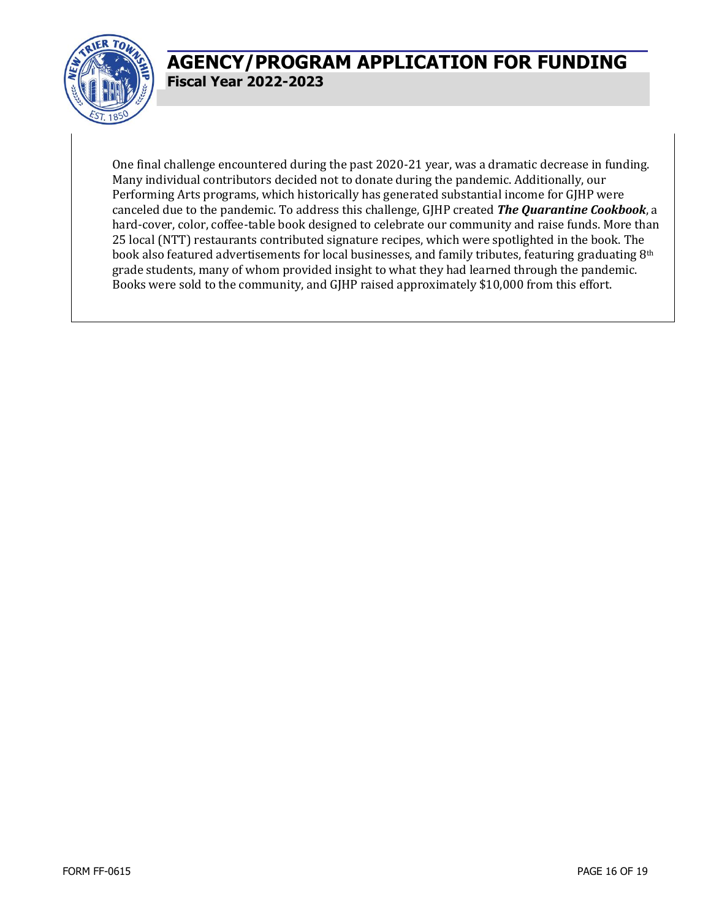One final challenge encountered during the past 2020-21 year, was a dramatic decrease in funding. Many individual contributors decided not to donate during the pandemic. Additionally, our Performing Arts programs, which historically has generated substantial income for GJHP were canceled due to the pandemic. To address this challenge, GJHP created ***The Quarantine Cookbook***, a hard-cover, color, coffee-table book designed to celebrate our community and raise funds. More than 25 local (NTT) restaurants contributed signature recipes, which were spotlighted in the book. The book also featured advertisements for local businesses, and family tributes, featuring graduating 8th grade students, many of whom provided insight to what they had learned through the pandemic. Books were sold to the community, and GJHP raised approximately $10,000 from this effort.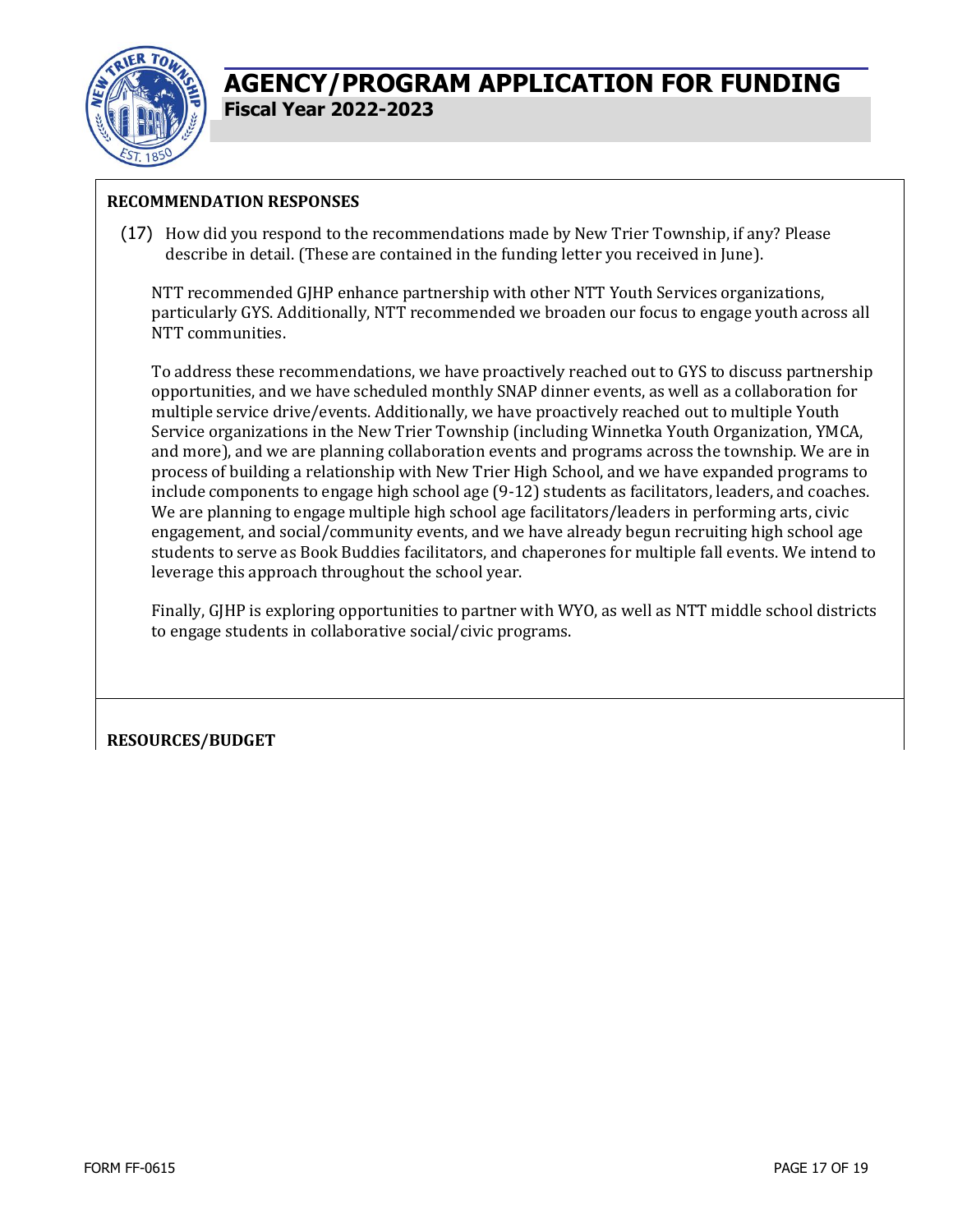# AGENCY/PROGRAM APPLICATION FOR FUNDING

**Fiscal Year 2022-2023**

**RECOMMENDATION RESPONSES**

(17) How did you respond to the recommendations made by New Trier Township, if any? Please describe in detail. (These are contained in the funding letter you received in June).

NTT recommended GJHP enhance partnership with other NTT Youth Services organizations, particularly GYS. Additionally, NTT recommended we broaden our focus to engage youth across all NTT communities.

To address these recommendations, we have proactively reached out to GYS to discuss partnership opportunities, and we have scheduled monthly SNAP dinner events, as well as a collaboration for multiple service drive/events. Additionally, we have proactively reached out to multiple Youth Service organizations in the New Trier Township (including Winnetka Youth Organization, YMCA, and more), and we are planning collaboration events and programs across the township. We are in process of building a relationship with New Trier High School, and we have expanded programs to include components to engage high school age (9-12) students as facilitators, leaders, and coaches. We are planning to engage multiple high school age facilitators/leaders in performing arts, civic engagement, and social/community events, and we have already begun recruiting high school age students to serve as Book Buddies facilitators, and chaperones for multiple fall events. We intend to leverage this approach throughout the school year.

Finally, GJHP is exploring opportunities to partner with WYO, as well as NTT middle school districts to engage students in collaborative social/civic programs.

**RESOURCES/BUDGET**

FORM FF-0615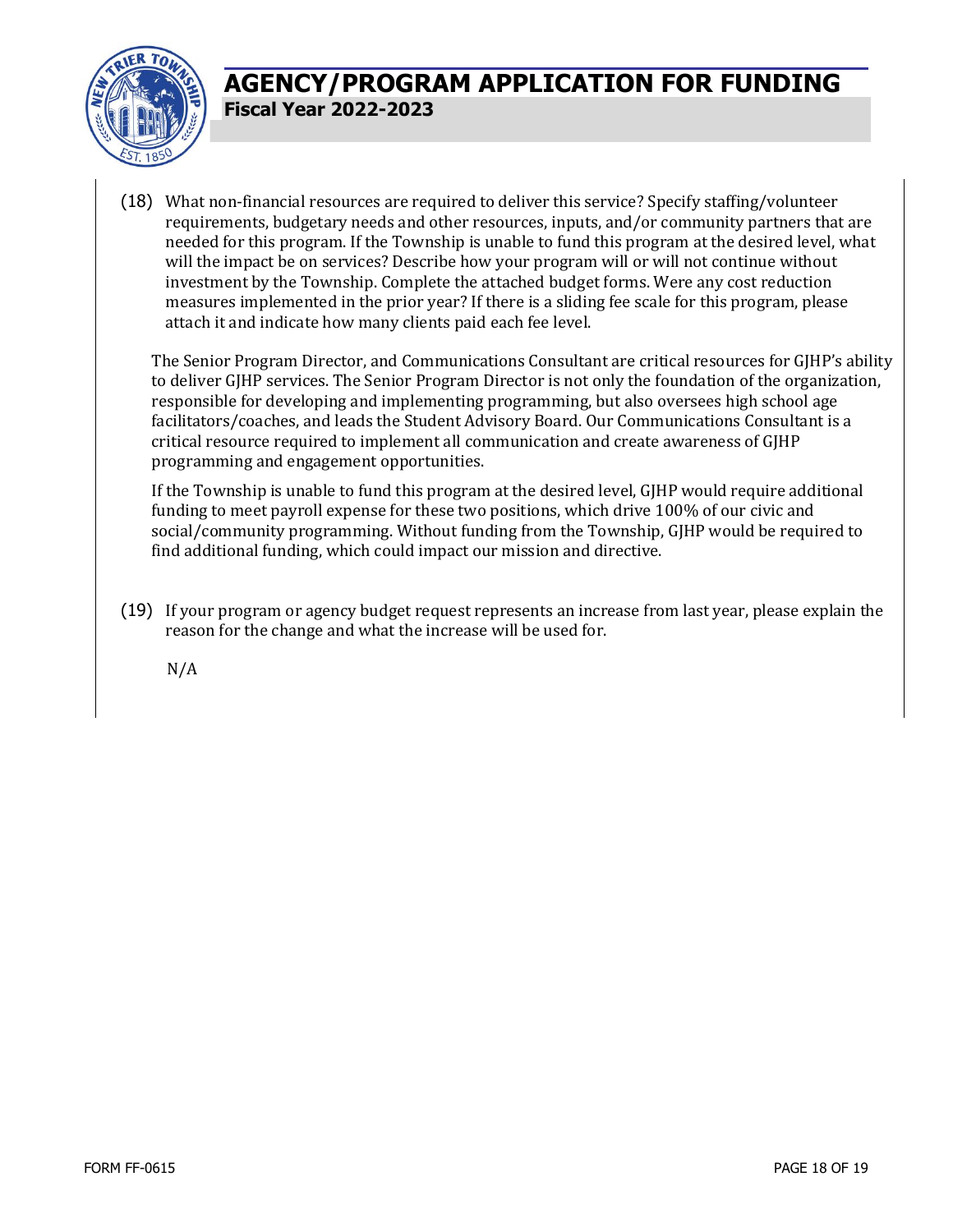(18) What non-financial resources are required to deliver this service? Specify staffing/volunteer requirements, budgetary needs and other resources, inputs, and/or community partners that are needed for this program. If the Township is unable to fund this program at the desired level, what will the impact be on services? Describe how your program will or will not continue without investment by the Township. Complete the attached budget forms. Were any cost reduction measures implemented in the prior year? If there is a sliding fee scale for this program, please attach it and indicate how many clients paid each fee level.

The Senior Program Director, and Communications Consultant are critical resources for GJHP's ability to deliver GJHP services. The Senior Program Director is not only the foundation of the organization, responsible for developing and implementing programming, but also oversees high school age facilitators/coaches, and leads the Student Advisory Board. Our Communications Consultant is a critical resource required to implement all communication and create awareness of GJHP programming and engagement opportunities.

If the Township is unable to fund this program at the desired level, GJHP would require additional funding to meet payroll expense for these two positions, which drive 100% of our civic and social/community programming. Without funding from the Township, GJHP would be required to find additional funding, which could impact our mission and directive.

(19) If your program or agency budget request represents an increase from last year, please explain the reason for the change and what the increase will be used for.

N/A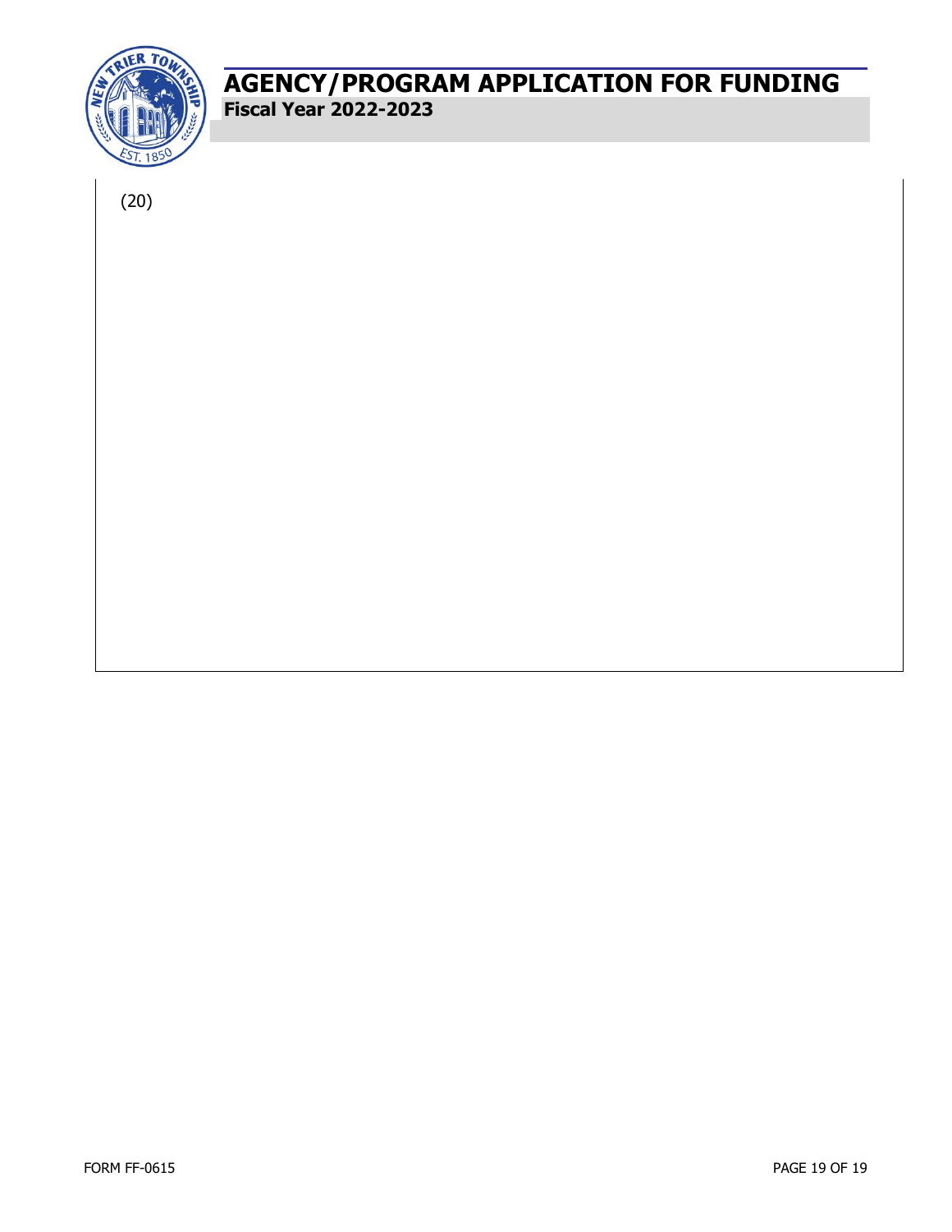(20)